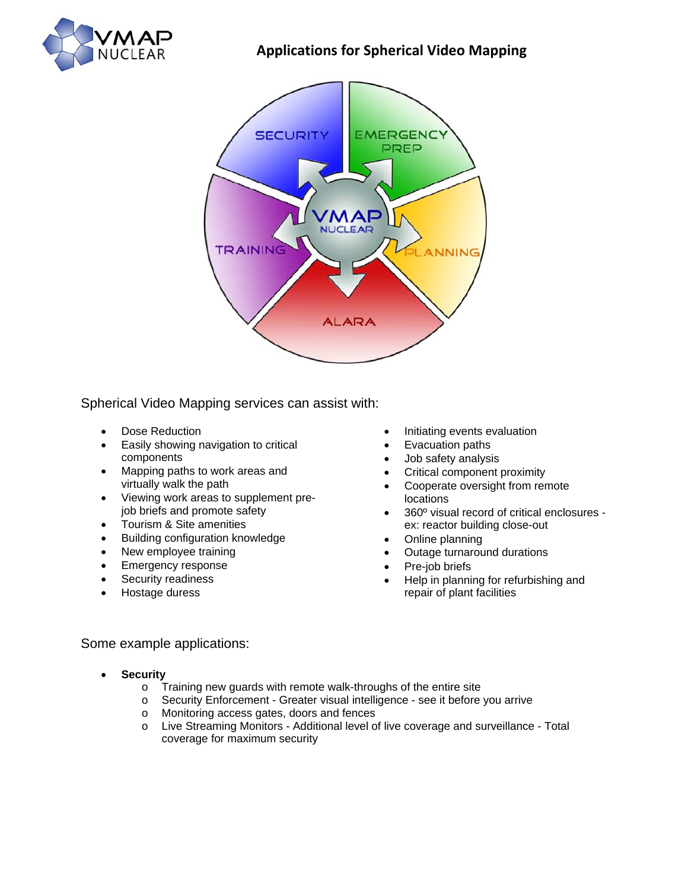# Applications for Spherical Video Mapping

Spherical Video Mapping services can assist with:

- Dose Reduction
- Easily showing navigation to critical components
- Mapping paths to work areas and virtually walk the path
- Viewing work areas to supplement pre-job briefs and promote safety
- Tourism & Site amenities
- Building configuration knowledge
- New employee training
- Emergency response
- Security readiness
- Hostage duress
- Initiating events evaluation
- Evacuation paths
- Job safety analysis
- Critical component proximity
- Cooperate oversight from remote locations
- 360º visual record of critical enclosures - ex: reactor building close-out
- Online planning
- Outage turnaround durations
- Pre-job briefs
- Help in planning for refurbishing and repair of plant facilities

Some example applications:

- **Security**
  - Training new guards with remote walk-throughs of the entire site
  - Security Enforcement - Greater visual intelligence - see it before you arrive
  - Monitoring access gates, doors and fences
  - Live Streaming Monitors - Additional level of live coverage and surveillance - Total coverage for maximum security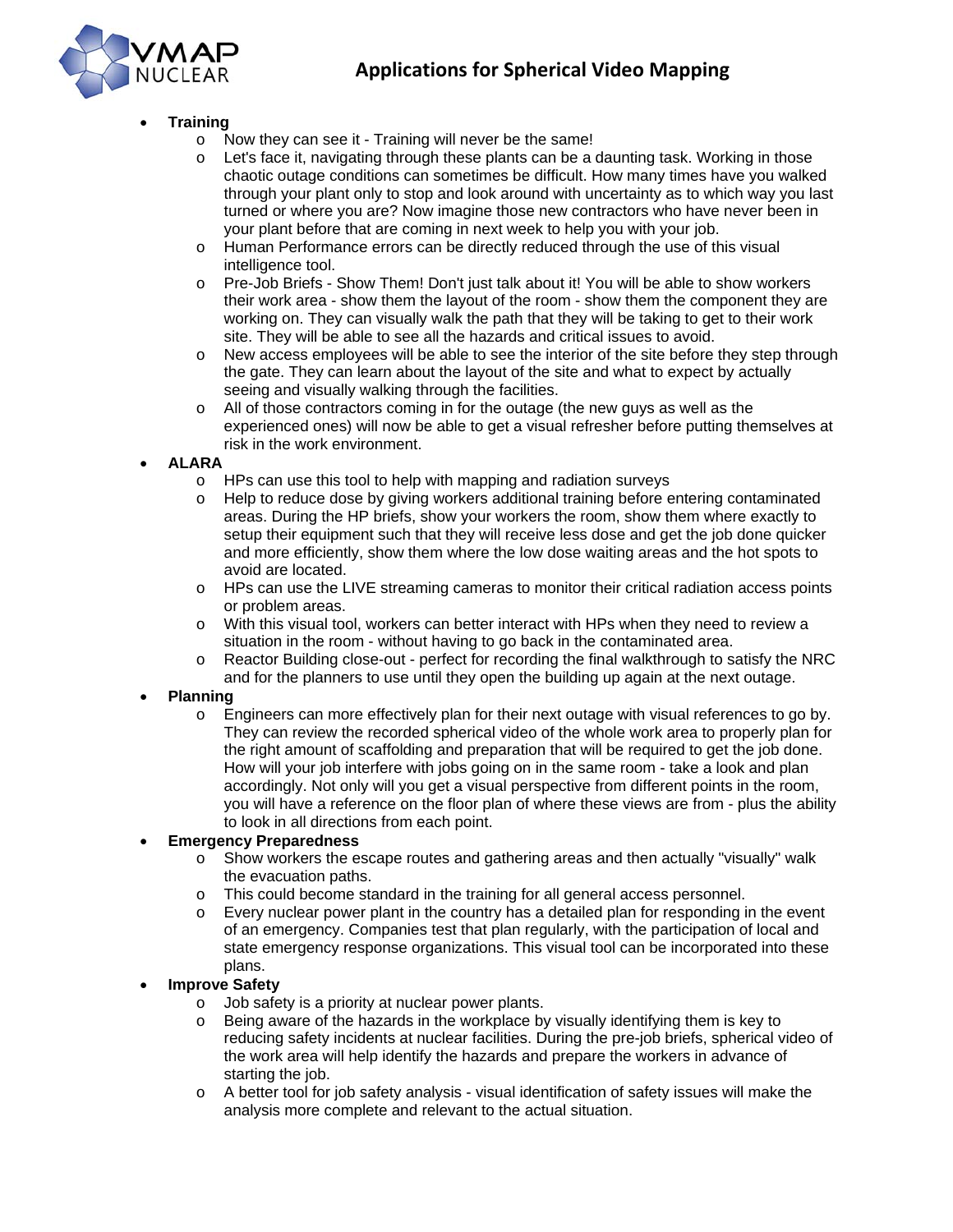# Applications for Spherical Video Mapping

- **Training**
  - Now they can see it - Training will never be the same!
  - Let's face it, navigating through these plants can be a daunting task. Working in those chaotic outage conditions can sometimes be difficult. How many times have you walked through your plant only to stop and look around with uncertainty as to which way you last turned or where you are? Now imagine those new contractors who have never been in your plant before that are coming in next week to help you with your job.
  - Human Performance errors can be directly reduced through the use of this visual intelligence tool.
  - Pre-Job Briefs - Show Them! Don't just talk about it! You will be able to show workers their work area - show them the layout of the room - show them the component they are working on. They can visually walk the path that they will be taking to get to their work site. They will be able to see all the hazards and critical issues to avoid.
  - New access employees will be able to see the interior of the site before they step through the gate. They can learn about the layout of the site and what to expect by actually seeing and visually walking through the facilities.
  - All of those contractors coming in for the outage (the new guys as well as the experienced ones) will now be able to get a visual refresher before putting themselves at risk in the work environment.
- **ALARA**
  - HPs can use this tool to help with mapping and radiation surveys
  - Help to reduce dose by giving workers additional training before entering contaminated areas. During the HP briefs, show your workers the room, show them where exactly to setup their equipment such that they will receive less dose and get the job done quicker and more efficiently, show them where the low dose waiting areas and the hot spots to avoid are located.
  - HPs can use the LIVE streaming cameras to monitor their critical radiation access points or problem areas.
  - With this visual tool, workers can better interact with HPs when they need to review a situation in the room - without having to go back in the contaminated area.
  - Reactor Building close-out - perfect for recording the final walkthrough to satisfy the NRC and for the planners to use until they open the building up again at the next outage.
- **Planning**
  - Engineers can more effectively plan for their next outage with visual references to go by. They can review the recorded spherical video of the whole work area to properly plan for the right amount of scaffolding and preparation that will be required to get the job done. How will your job interfere with jobs going on in the same room - take a look and plan accordingly. Not only will you get a visual perspective from different points in the room, you will have a reference on the floor plan of where these views are from - plus the ability to look in all directions from each point.
- **Emergency Preparedness**
  - Show workers the escape routes and gathering areas and then actually "visually" walk the evacuation paths.
  - This could become standard in the training for all general access personnel.
  - Every nuclear power plant in the country has a detailed plan for responding in the event of an emergency. Companies test that plan regularly, with the participation of local and state emergency response organizations. This visual tool can be incorporated into these plans.
- **Improve Safety**
  - Job safety is a priority at nuclear power plants.
  - Being aware of the hazards in the workplace by visually identifying them is key to reducing safety incidents at nuclear facilities. During the pre-job briefs, spherical video of the work area will help identify the hazards and prepare the workers in advance of starting the job.
  - A better tool for job safety analysis - visual identification of safety issues will make the analysis more complete and relevant to the actual situation.